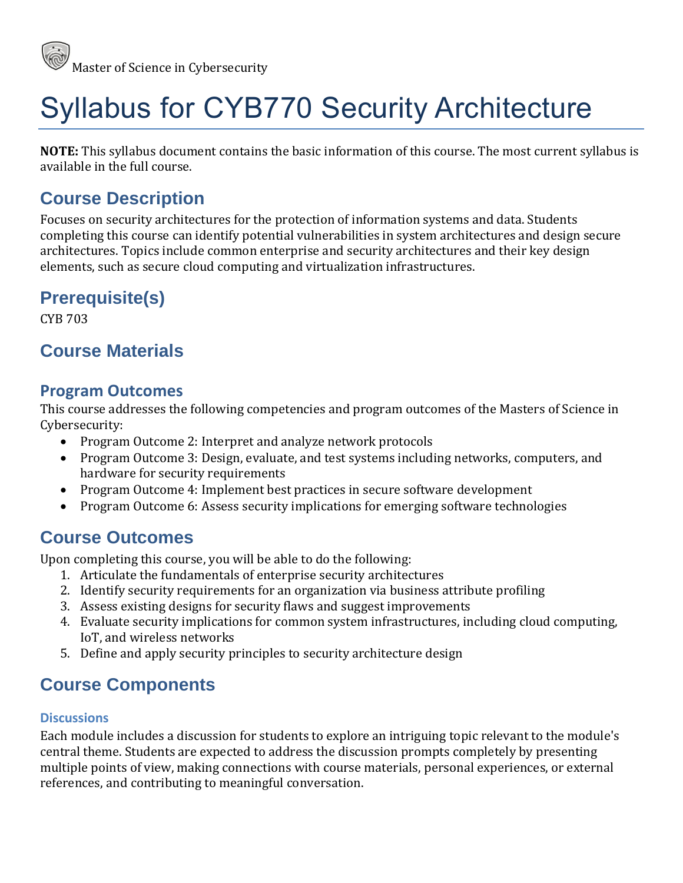Master of Science in Cybersecurity

# Syllabus for CYB770 Security Architecture

**NOTE:** This syllabus document contains the basic information of this course. The most current syllabus is available in the full course.

## Course Description

Focuses on security architectures for the protection of information systems and data. Students completing this course can identify potential vulnerabilities in system architectures and design secure architectures. Topics include common enterprise and security architectures and their key design elements, such as secure cloud computing and virtualization infrastructures.

## Prerequisite(s)

CYB 703

## Course Materials

### Program Outcomes

This course addresses the following competencies and program outcomes of the Masters of Science in Cybersecurity:

- Program Outcome 2: Interpret and analyze network protocols
- Program Outcome 3: Design, evaluate, and test systems including networks, computers, and hardware for security requirements
- Program Outcome 4: Implement best practices in secure software development
- Program Outcome 6: Assess security implications for emerging software technologies

## Course Outcomes

Upon completing this course, you will be able to do the following:

1. Articulate the fundamentals of enterprise security architectures
2. Identify security requirements for an organization via business attribute profiling
3. Assess existing designs for security flaws and suggest improvements
4. Evaluate security implications for common system infrastructures, including cloud computing, IoT, and wireless networks
5. Define and apply security principles to security architecture design

## Course Components

#### Discussions

Each module includes a discussion for students to explore an intriguing topic relevant to the module's central theme. Students are expected to address the discussion prompts completely by presenting multiple points of view, making connections with course materials, personal experiences, or external references, and contributing to meaningful conversation.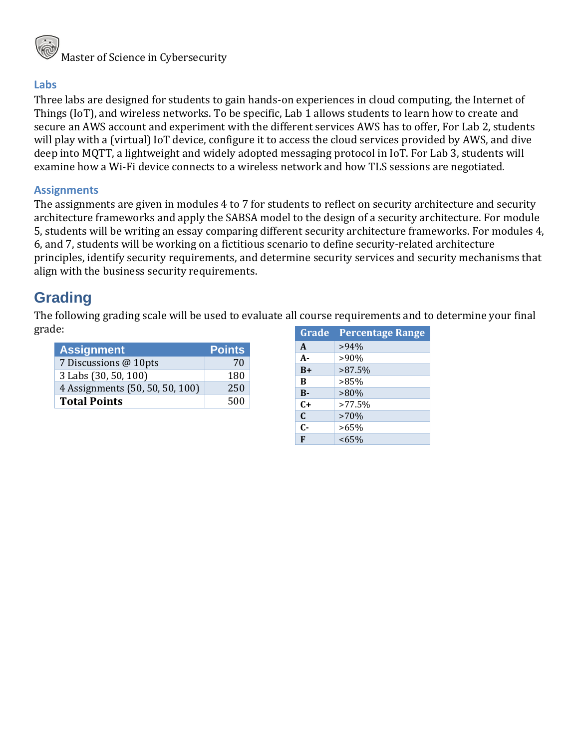Master of Science in Cybersecurity

### Labs

Three labs are designed for students to gain hands-on experiences in cloud computing, the Internet of Things (IoT), and wireless networks. To be specific, Lab 1 allows students to learn how to create and secure an AWS account and experiment with the different services AWS has to offer, For Lab 2, students will play with a (virtual) IoT device, configure it to access the cloud services provided by AWS, and dive deep into MQTT, a lightweight and widely adopted messaging protocol in IoT. For Lab 3, students will examine how a Wi-Fi device connects to a wireless network and how TLS sessions are negotiated.

### Assignments

The assignments are given in modules 4 to 7 for students to reflect on security architecture and security architecture frameworks and apply the SABSA model to the design of a security architecture. For module 5, students will be writing an essay comparing different security architecture frameworks. For modules 4, 6, and 7, students will be working on a fictitious scenario to define security-related architecture principles, identify security requirements, and determine security services and security mechanisms that align with the business security requirements.

## Grading

The following grading scale will be used to evaluate all course requirements and to determine your final grade:

| Assignment | Points |
|---|---|
| 7 Discussions @ 10pts | 70 |
| 3 Labs (30, 50, 100) | 180 |
| 4 Assignments (50, 50, 50, 100) | 250 |
| **Total Points** | 500 |

| Grade | Percentage Range |
|---|---|
| **A** | >94% |
| **A-** | >90% |
| **B+** | >87.5% |
| **B** | >85% |
| **B-** | >80% |
| **C+** | >77.5% |
| **C** | >70% |
| **C-** | >65% |
| **F** | <65% |